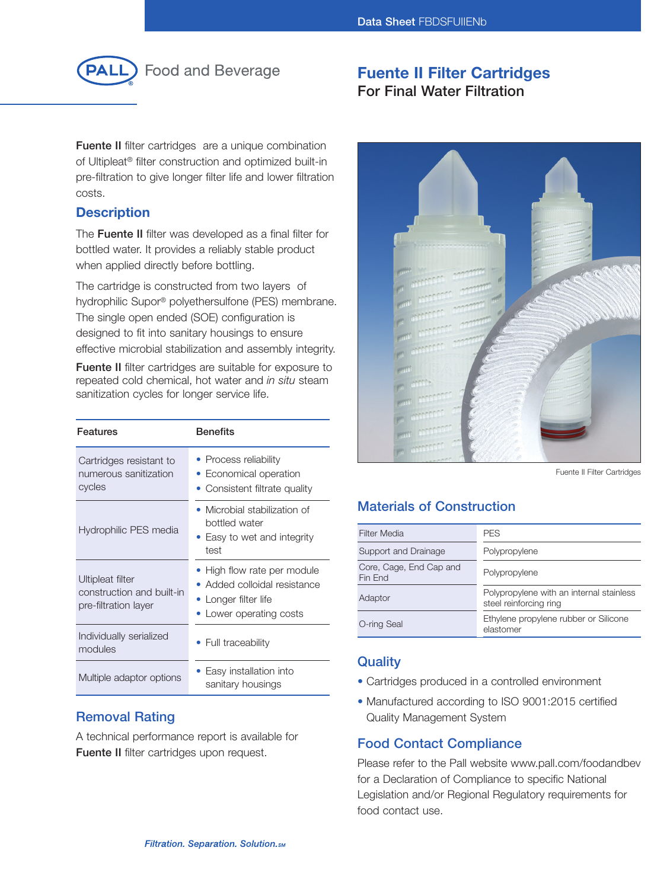Data Sheet FBDSFUIIENb

PALL Food and Beverage

# Fuente II Filter Cartridges

## For Final Water Filtration

**Fuente II** filter cartridges are a unique combination of Ultipleat® filter construction and optimized built-in pre-filtration to give longer filter life and lower filtration costs.

## Description

The **Fuente II** filter was developed as a final filter for bottled water. It provides a reliably stable product when applied directly before bottling.

The cartridge is constructed from two layers of hydrophilic Supor® polyethersulfone (PES) membrane. The single open ended (SOE) configuration is designed to fit into sanitary housings to ensure effective microbial stabilization and assembly integrity.

**Fuente II** filter cartridges are suitable for exposure to repeated cold chemical, hot water and *in situ* steam sanitization cycles for longer service life.

| Features | Benefits |
|---|---|
| Cartridges resistant to numerous sanitization cycles | • Process reliability<br>• Economical operation<br>• Consistent filtrate quality |
| Hydrophilic PES media | • Microbial stabilization of bottled water<br>• Easy to wet and integrity test |
| Ultipleat filter construction and built-in pre-filtration layer | • High flow rate per module<br>• Added colloidal resistance<br>• Longer filter life<br>• Lower operating costs |
| Individually serialized modules | • Full traceability |
| Multiple adaptor options | • Easy installation into sanitary housings |

## Removal Rating

A technical performance report is available for **Fuente II** filter cartridges upon request.

Fuente II Filter Cartridges

## Materials of Construction

| | |
|---|---|
| Filter Media | PES |
| Support and Drainage | Polypropylene |
| Core, Cage, End Cap and Fin End | Polypropylene |
| Adaptor | Polypropylene with an internal stainless steel reinforcing ring |
| O-ring Seal | Ethylene propylene rubber or Silicone elastomer |

## Quality

- Cartridges produced in a controlled environment
- Manufactured according to ISO 9001:2015 certified Quality Management System

## Food Contact Compliance

Please refer to the Pall website www.pall.com/foodandbev for a Declaration of Compliance to specific National Legislation and/or Regional Regulatory requirements for food contact use.

*Filtration. Separation. Solution.SM*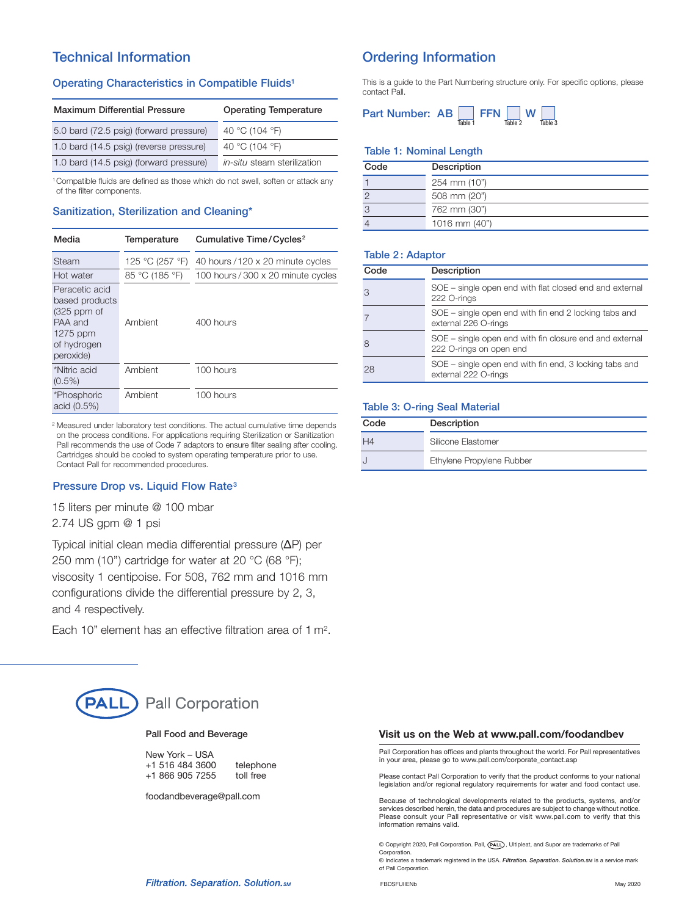## Technical Information

### Operating Characteristics in Compatible Fluids[1]

| Maximum Differential Pressure | Operating Temperature |
|---|---|
| 5.0 bard (72.5 psig) (forward pressure) | 40 °C (104 °F) |
| 1.0 bard (14.5 psig) (reverse pressure) | 40 °C (104 °F) |
| 1.0 bard (14.5 psig) (forward pressure) | *in-situ* steam sterilization |

[1] Compatible fluids are defined as those which do not swell, soften or attack any of the filter components.

### Sanitization, Sterilization and Cleaning*

| Media | Temperature | Cumulative Time/Cycles[2] |
|---|---|---|
| Steam | 125 °C (257 °F) | 40 hours / 120 x 20 minute cycles |
| Hot water | 85 °C (185 °F) | 100 hours / 300 x 20 minute cycles |
| Peracetic acid based products (325 ppm of PAA and 1275 ppm of hydrogen peroxide) | Ambient | 400 hours |
| *Nitric acid (0.5%) | Ambient | 100 hours |
| *Phosphoric acid (0.5%) | Ambient | 100 hours |

[2] Measured under laboratory test conditions. The actual cumulative time depends on the process conditions. For applications requiring Sterilization or Sanitization Pall recommends the use of Code 7 adaptors to ensure filter sealing after cooling. Cartridges should be cooled to system operating temperature prior to use. Contact Pall for recommended procedures.

### Pressure Drop vs. Liquid Flow Rate[3]

15 liters per minute @ 100 mbar
2.74 US gpm @ 1 psi

Typical initial clean media differential pressure (ΔP) per 250 mm (10") cartridge for water at 20 °C (68 °F); viscosity 1 centipoise. For 508, 762 mm and 1016 mm configurations divide the differential pressure by 2, 3, and 4 respectively.

Each 10" element has an effective filtration area of 1 $m^2$.

## Ordering Information

This is a guide to the Part Numbering structure only. For specific options, please contact Pall.

**Part Number: AB [Table 1] FFN [Table 2] W [Table 3]**

### Table 1: Nominal Length

| Code | Description |
|---|---|
| 1 | 254 mm (10") |
| 2 | 508 mm (20") |
| 3 | 762 mm (30") |
| 4 | 1016 mm (40") |

### Table 2: Adaptor

| Code | Description |
|---|---|
| 3 | SOE – single open end with flat closed end and external 222 O-rings |
| 7 | SOE – single open end with fin end 2 locking tabs and external 226 O-rings |
| 8 | SOE – single open end with fin closure end and external 222 O-rings on open end |
| 28 | SOE – single open end with fin end, 3 locking tabs and external 222 O-rings |

### Table 3: O-ring Seal Material

| Code | Description |
|---|---|
| H4 | Silicone Elastomer |
| J | Ethylene Propylene Rubber |

PALL Pall Corporation

**Pall Food and Beverage**

New York – USA
+1 516 484 3600 telephone
+1 866 905 7255 toll free

foodandbeverage@pall.com

**Visit us on the Web at www.pall.com/foodandbev**

Pall Corporation has offices and plants throughout the world. For Pall representatives in your area, please go to www.pall.com/corporate_contact.asp

Please contact Pall Corporation to verify that the product conforms to your national legislation and/or regional regulatory requirements for water and food contact use.

Because of technological developments related to the products, systems, and/or services described herein, the data and procedures are subject to change without notice. Please consult your Pall representative or visit www.pall.com to verify that this information remains valid.

© Copyright 2020, Pall Corporation. Pall, (PALL), Ultipleat, and Supor are trademarks of Pall Corporation.
® Indicates a trademark registered in the USA. ***Filtration. Separation. Solution.SM*** is a service mark of Pall Corporation.

***Filtration. Separation. Solution.SM***

FBDSFUIIENb

May 2020